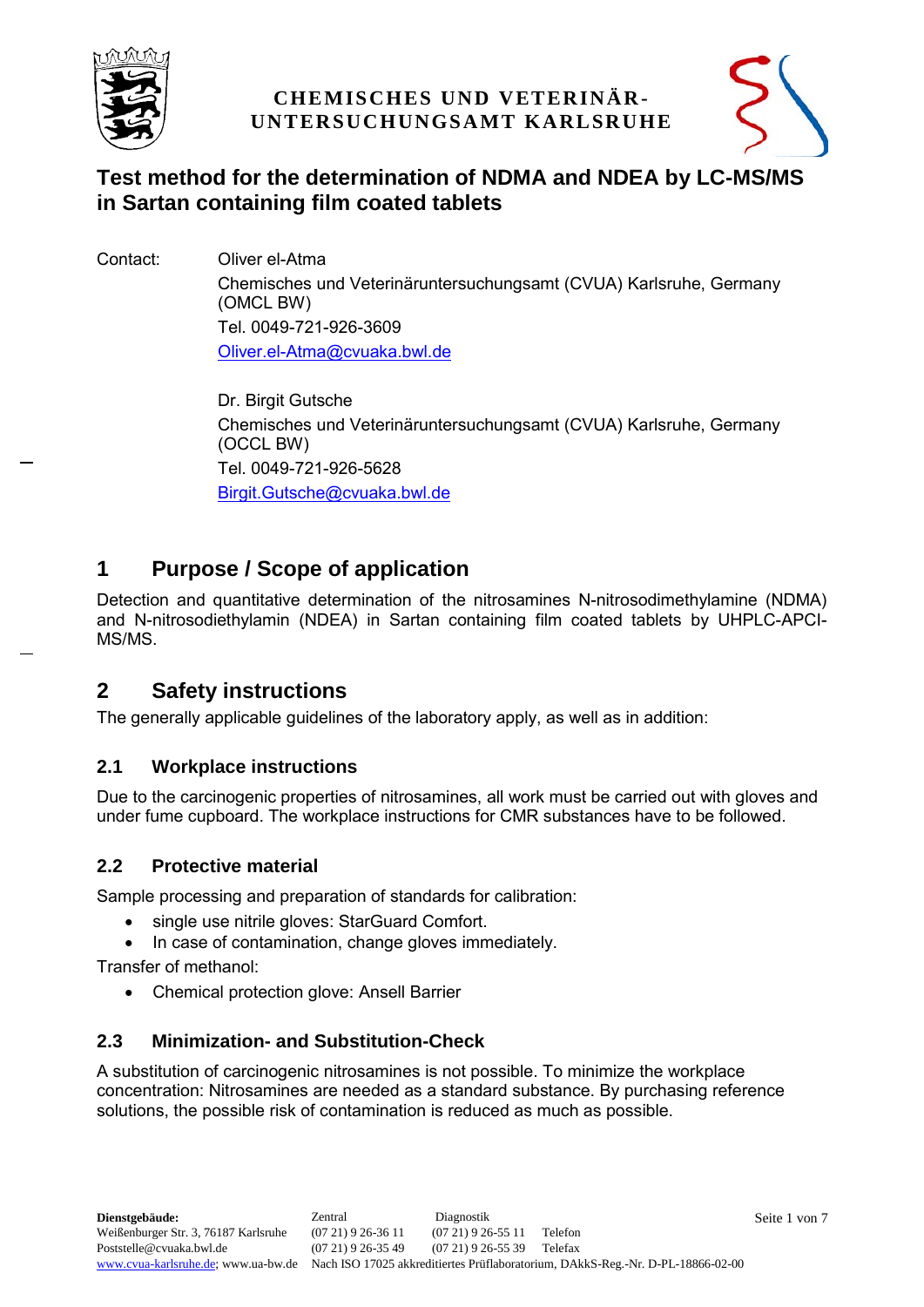CHEMISCHES UND VETERINÄR-UNTERSUCHUNGSAMT KARLSRUHE

# Test method for the determination of NDMA and NDEA by LC-MS/MS in Sartan containing film coated tablets

Contact: Oliver el-Atma
Chemisches und Veterinäruntersuchungsamt (CVUA) Karlsruhe, Germany (OMCL BW)
Tel. 0049-721-926-3609
Oliver.el-Atma@cvuaka.bwl.de

Dr. Birgit Gutsche
Chemisches und Veterinäruntersuchungsamt (CVUA) Karlsruhe, Germany (OCCL BW)
Tel. 0049-721-926-5628
Birgit.Gutsche@cvuaka.bwl.de

## 1 Purpose / Scope of application

Detection and quantitative determination of the nitrosamines N-nitrosodimethylamine (NDMA) and N-nitrosodiethylamin (NDEA) in Sartan containing film coated tablets by UHPLC-APCI-MS/MS.

## 2 Safety instructions

The generally applicable guidelines of the laboratory apply, as well as in addition:

### 2.1 Workplace instructions

Due to the carcinogenic properties of nitrosamines, all work must be carried out with gloves and under fume cupboard. The workplace instructions for CMR substances have to be followed.

### 2.2 Protective material

Sample processing and preparation of standards for calibration:

- single use nitrile gloves: StarGuard Comfort.
- In case of contamination, change gloves immediately.

Transfer of methanol:

- Chemical protection glove: Ansell Barrier

### 2.3 Minimization- and Substitution-Check

A substitution of carcinogenic nitrosamines is not possible. To minimize the workplace concentration: Nitrosamines are needed as a standard substance. By purchasing reference solutions, the possible risk of contamination is reduced as much as possible.

**Dienstgebäude:**
Weißenburger Str. 3, 76187 Karlsruhe
Poststelle@cvuaka.bwl.de
www.cvua-karlsruhe.de; www.ua-bw.de

| | Zentral | Diagnostik | |
|---|---|---|---|
| | (07 21) 9 26-36 11 | (07 21) 9 26-55 11 | Telefon |
| | (07 21) 9 26-35 49 | (07 21) 9 26-55 39 | Telefax |

Nach ISO 17025 akkreditiertes Prüflaboratorium, DAkkS-Reg.-Nr. D-PL-18866-02-00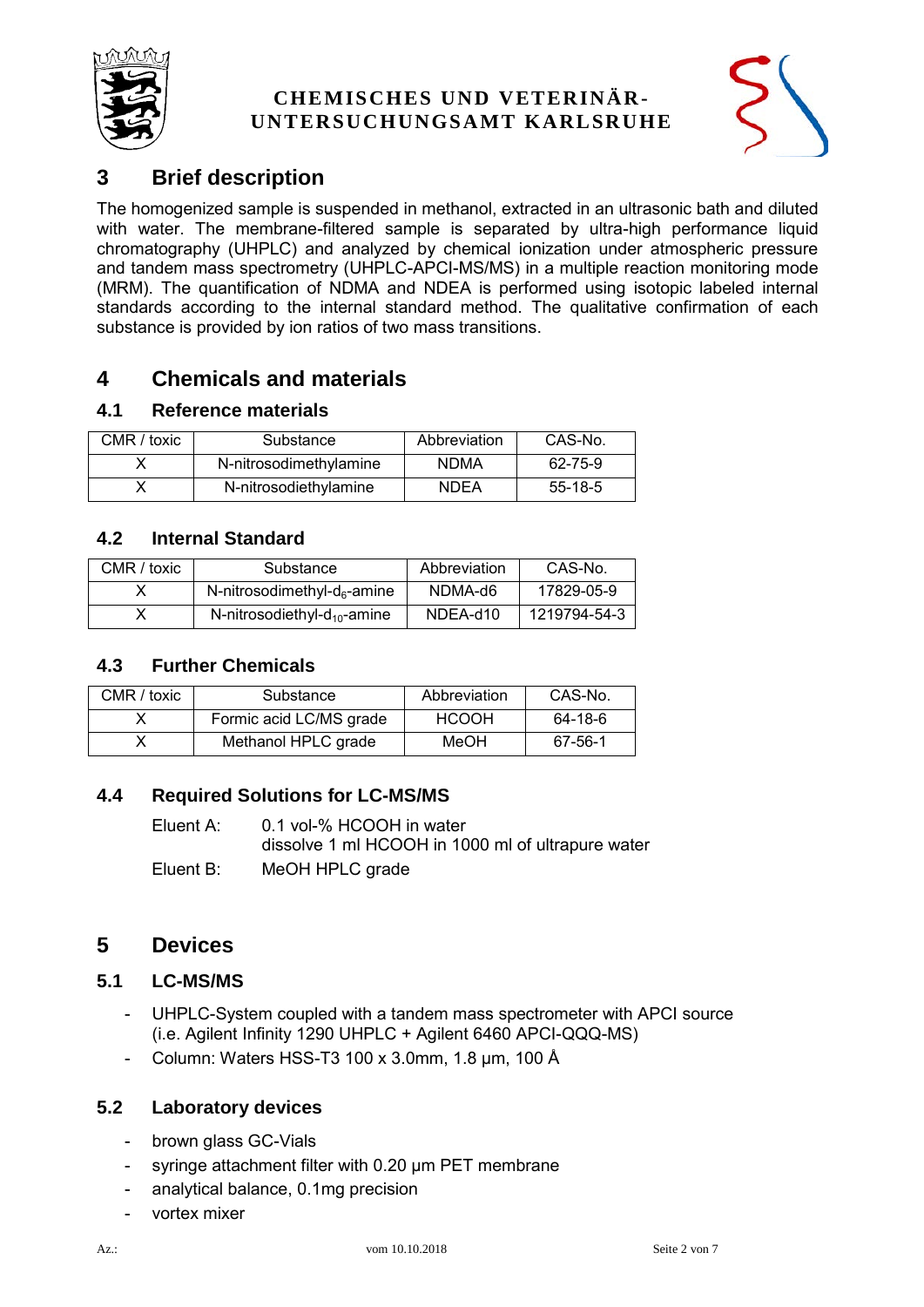# 3 Brief description

The homogenized sample is suspended in methanol, extracted in an ultrasonic bath and diluted with water. The membrane-filtered sample is separated by ultra-high performance liquid chromatography (UHPLC) and analyzed by chemical ionization under atmospheric pressure and tandem mass spectrometry (UHPLC-APCI-MS/MS) in a multiple reaction monitoring mode (MRM). The quantification of NDMA and NDEA is performed using isotopic labeled internal standards according to the internal standard method. The qualitative confirmation of each substance is provided by ion ratios of two mass transitions.

# 4 Chemicals and materials

## 4.1 Reference materials

| CMR / toxic | Substance | Abbreviation | CAS-No. |
|---|---|---|---|
| X | N-nitrosodimethylamine | NDMA | 62-75-9 |
| X | N-nitrosodiethylamine | NDEA | 55-18-5 |

## 4.2 Internal Standard

| CMR / toxic | Substance | Abbreviation | CAS-No. |
|---|---|---|---|
| X | N-nitrosodimethyl-$d_6$-amine | NDMA-d6 | 17829-05-9 |
| X | N-nitrosodiethyl-$d_{10}$-amine | NDEA-d10 | 1219794-54-3 |

## 4.3 Further Chemicals

| CMR / toxic | Substance | Abbreviation | CAS-No. |
|---|---|---|---|
| X | Formic acid LC/MS grade | HCOOH | 64-18-6 |
| X | Methanol HPLC grade | MeOH | 67-56-1 |

## 4.4 Required Solutions for LC-MS/MS

Eluent A: 0.1 vol-% HCOOH in water
dissolve 1 ml HCOOH in 1000 ml of ultrapure water

Eluent B: MeOH HPLC grade

# 5 Devices

## 5.1 LC-MS/MS

- UHPLC-System coupled with a tandem mass spectrometer with APCI source (i.e. Agilent Infinity 1290 UHPLC + Agilent 6460 APCI-QQQ-MS)
- Column: Waters HSS-T3 100 x 3.0mm, 1.8 µm, 100 Å

## 5.2 Laboratory devices

- brown glass GC-Vials
- syringe attachment filter with 0.20 µm PET membrane
- analytical balance, 0.1mg precision
- vortex mixer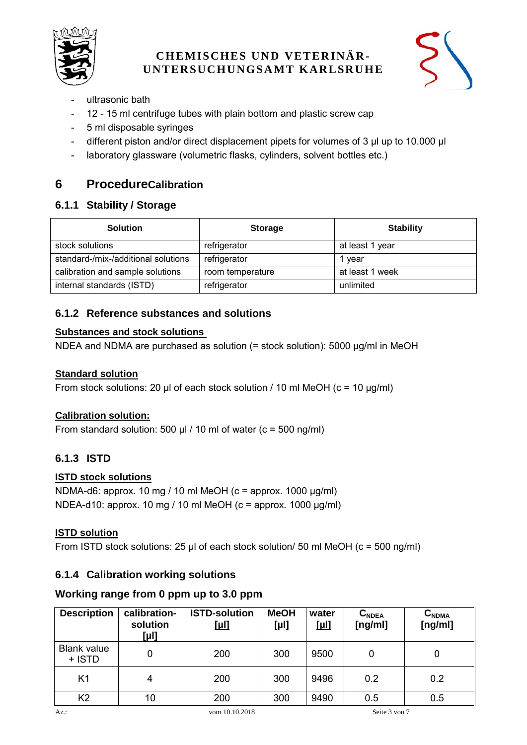- ultrasonic bath
- 12 - 15 ml centrifuge tubes with plain bottom and plastic screw cap
- 5 ml disposable syringes
- different piston and/or direct displacement pipets for volumes of 3 µl up to 10.000 µl
- laboratory glassware (volumetric flasks, cylinders, solvent bottles etc.)

# 6 ProcedureCalibration

### 6.1.1 Stability / Storage

| Solution | Storage | Stability |
|---|---|---|
| stock solutions | refrigerator | at least 1 year |
| standard-/mix-/additional solutions | refrigerator | 1 year |
| calibration and sample solutions | room temperature | at least 1 week |
| internal standards (ISTD) | refrigerator | unlimited |

### 6.1.2 Reference substances and solutions

**Substances and stock solutions**

NDEA and NDMA are purchased as solution (= stock solution): 5000 µg/ml in MeOH

**Standard solution**

From stock solutions: 20 µl of each stock solution / 10 ml MeOH (c = 10 µg/ml)

**Calibration solution:**

From standard solution: 500 µl / 10 ml of water (c = 500 ng/ml)

### 6.1.3 ISTD

**ISTD stock solutions**

NDMA-d6: approx. 10 mg / 10 ml MeOH (c = approx. 1000 µg/ml)
NDEA-d10: approx. 10 mg / 10 ml MeOH (c = approx. 1000 µg/ml)

**ISTD solution**

From ISTD stock solutions: 25 µl of each stock solution/ 50 ml MeOH (c = 500 ng/ml)

### 6.1.4 Calibration working solutions

**Working range from 0 ppm up to 3.0 ppm**

| Description | calibration-solution [µl] | ISTD-solution [µl] | MeOH [µl] | water [µl] | $C_{NDEA}$ [ng/ml] | $C_{NDMA}$ [ng/ml] |
|---|---|---|---|---|---|---|
| Blank value + ISTD | 0 | 200 | 300 | 9500 | 0 | 0 |
| K1 | 4 | 200 | 300 | 9496 | 0.2 | 0.2 |
| K2 | 10 | 200 | 300 | 9490 | 0.5 | 0.5 |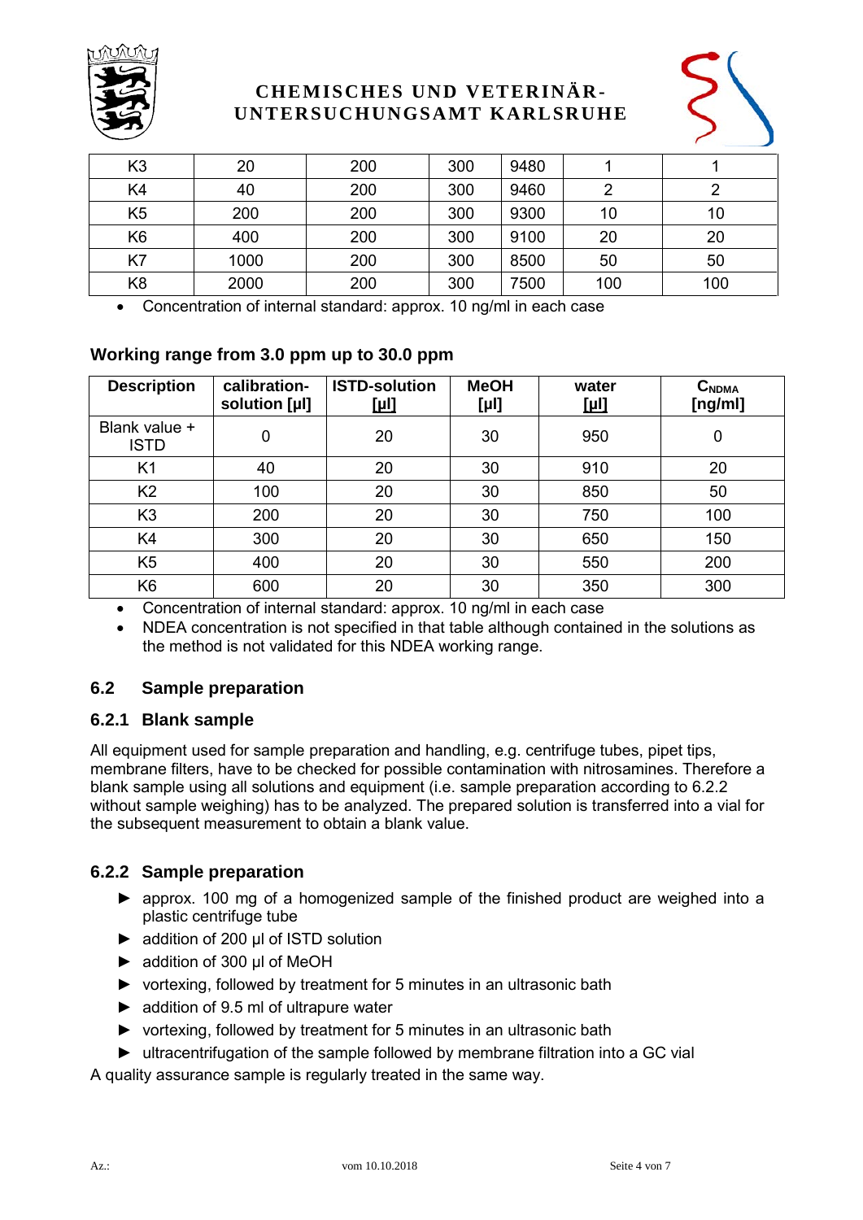| K3 | 20 | 200 | 300 | 9480 | 1 | 1 |
|---|---|---|---|---|---|---|
| K4 | 40 | 200 | 300 | 9460 | 2 | 2 |
| K5 | 200 | 200 | 300 | 9300 | 10 | 10 |
| K6 | 400 | 200 | 300 | 9100 | 20 | 20 |
| K7 | 1000 | 200 | 300 | 8500 | 50 | 50 |
| K8 | 2000 | 200 | 300 | 7500 | 100 | 100 |

- Concentration of internal standard: approx. 10 ng/ml in each case

### Working range from 3.0 ppm up to 30.0 ppm

| Description | calibration-solution [µl] | ISTD-solution [µl] | MeOH [µl] | water [µl] | $C_{NDMA}$ [ng/ml] |
|---|---|---|---|---|---|
| Blank value + ISTD | 0 | 20 | 30 | 950 | 0 |
| K1 | 40 | 20 | 30 | 910 | 20 |
| K2 | 100 | 20 | 30 | 850 | 50 |
| K3 | 200 | 20 | 30 | 750 | 100 |
| K4 | 300 | 20 | 30 | 650 | 150 |
| K5 | 400 | 20 | 30 | 550 | 200 |
| K6 | 600 | 20 | 30 | 350 | 300 |

- Concentration of internal standard: approx. 10 ng/ml in each case
- NDEA concentration is not specified in that table although contained in the solutions as the method is not validated for this NDEA working range.

## 6.2 Sample preparation

### 6.2.1 Blank sample

All equipment used for sample preparation and handling, e.g. centrifuge tubes, pipet tips, membrane filters, have to be checked for possible contamination with nitrosamines. Therefore a blank sample using all solutions and equipment (i.e. sample preparation according to 6.2.2 without sample weighing) has to be analyzed. The prepared solution is transferred into a vial for the subsequent measurement to obtain a blank value.

### 6.2.2 Sample preparation

- ► approx. 100 mg of a homogenized sample of the finished product are weighed into a plastic centrifuge tube
- ► addition of 200 µl of ISTD solution
- ► addition of 300 µl of MeOH
- ► vortexing, followed by treatment for 5 minutes in an ultrasonic bath
- ► addition of 9.5 ml of ultrapure water
- ► vortexing, followed by treatment for 5 minutes in an ultrasonic bath
- ► ultracentrifugation of the sample followed by membrane filtration into a GC vial

A quality assurance sample is regularly treated in the same way.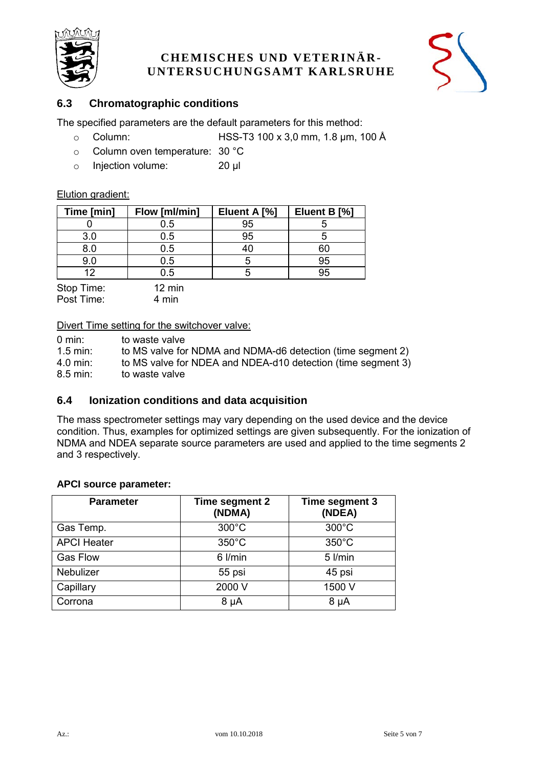## 6.3 Chromatographic conditions

The specified parameters are the default parameters for this method:

- Column: HSS-T3 100 x 3,0 mm, 1.8 µm, 100 Å
- Column oven temperature: 30 °C
- Injection volume: 20 µl

Elution gradient:

| Time [min] | Flow [ml/min] | Eluent A [%] | Eluent B [%] |
|---|---|---|---|
| 0 | 0.5 | 95 | 5 |
| 3.0 | 0.5 | 95 | 5 |
| 8.0 | 0.5 | 40 | 60 |
| 9.0 | 0.5 | 5 | 95 |
| 12 | 0.5 | 5 | 95 |

Stop Time: 12 min
Post Time: 4 min

Divert Time setting for the switchover valve:

0 min: to waste valve
1.5 min: to MS valve for NDMA and NDMA-d6 detection (time segment 2)
4.0 min: to MS valve for NDEA and NDEA-d10 detection (time segment 3)
8.5 min: to waste valve

## 6.4 Ionization conditions and data acquisition

The mass spectrometer settings may vary depending on the used device and the device condition. Thus, examples for optimized settings are given subsequently. For the ionization of NDMA and NDEA separate source parameters are used and applied to the time segments 2 and 3 respectively.

**APCI source parameter:**

| Parameter | Time segment 2 (NDMA) | Time segment 3 (NDEA) |
|---|---|---|
| Gas Temp. | 300°C | 300°C |
| APCI Heater | 350°C | 350°C |
| Gas Flow | 6 l/min | 5 l/min |
| Nebulizer | 55 psi | 45 psi |
| Capillary | 2000 V | 1500 V |
| Corrona | 8 µA | 8 µA |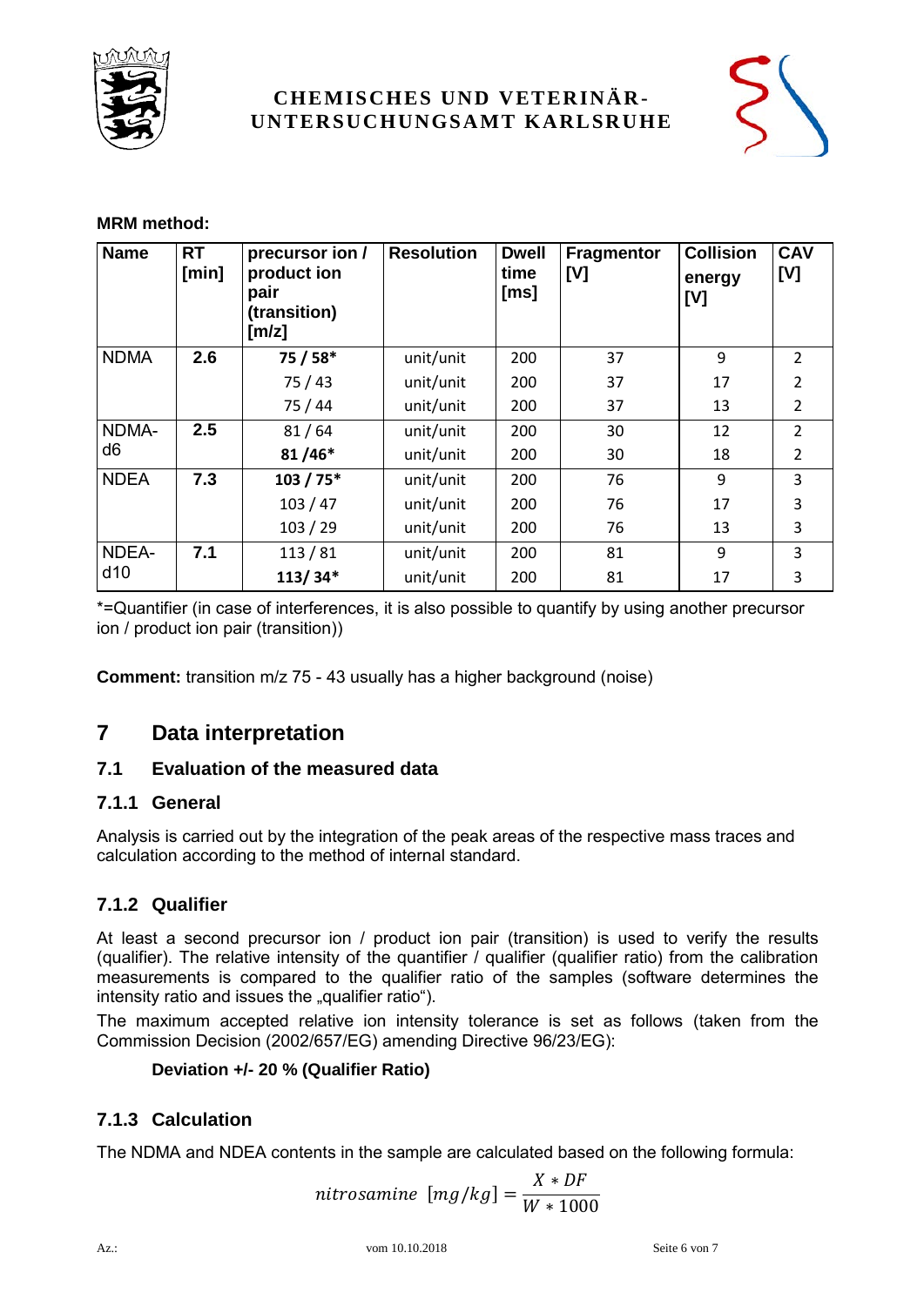**MRM method:**

| Name | RT [min] | precursor ion / product ion pair (transition) [m/z] | Resolution | Dwell time [ms] | Fragmentor [V] | Collision energy [V] | CAV [V] |
|---|---|---|---|---|---|---|---|
| NDMA | **2.6** | **75 / 58*** | unit/unit | 200 | 37 | 9 | 2 |
| | | 75 / 43 | unit/unit | 200 | 37 | 17 | 2 |
| | | 75 / 44 | unit/unit | 200 | 37 | 13 | 2 |
| NDMA-d6 | **2.5** | 81 / 64 | unit/unit | 200 | 30 | 12 | 2 |
| | | **81 /46*** | unit/unit | 200 | 30 | 18 | 2 |
| NDEA | **7.3** | **103 / 75*** | unit/unit | 200 | 76 | 9 | 3 |
| | | 103 / 47 | unit/unit | 200 | 76 | 17 | 3 |
| | | 103 / 29 | unit/unit | 200 | 76 | 13 | 3 |
| NDEA-d10 | **7.1** | 113 / 81 | unit/unit | 200 | 81 | 9 | 3 |
| | | **113/ 34*** | unit/unit | 200 | 81 | 17 | 3 |

*=Quantifier (in case of interferences, it is also possible to quantify by using another precursor ion / product ion pair (transition))

**Comment:** transition m/z 75 - 43 usually has a higher background (noise)

# 7 Data interpretation

## 7.1 Evaluation of the measured data

### 7.1.1 General

Analysis is carried out by the integration of the peak areas of the respective mass traces and calculation according to the method of internal standard.

### 7.1.2 Qualifier

At least a second precursor ion / product ion pair (transition) is used to verify the results (qualifier). The relative intensity of the quantifier / qualifier (qualifier ratio) from the calibration measurements is compared to the qualifier ratio of the samples (software determines the intensity ratio and issues the „qualifier ratio").

The maximum accepted relative ion intensity tolerance is set as follows (taken from the Commission Decision (2002/657/EG) amending Directive 96/23/EG):

**Deviation +/- 20 % (Qualifier Ratio)**

### 7.1.3 Calculation

The NDMA and NDEA contents in the sample are calculated based on the following formula:

$$nitrosamine\ [mg/kg] = \frac{X * DF}{W * 1000}$$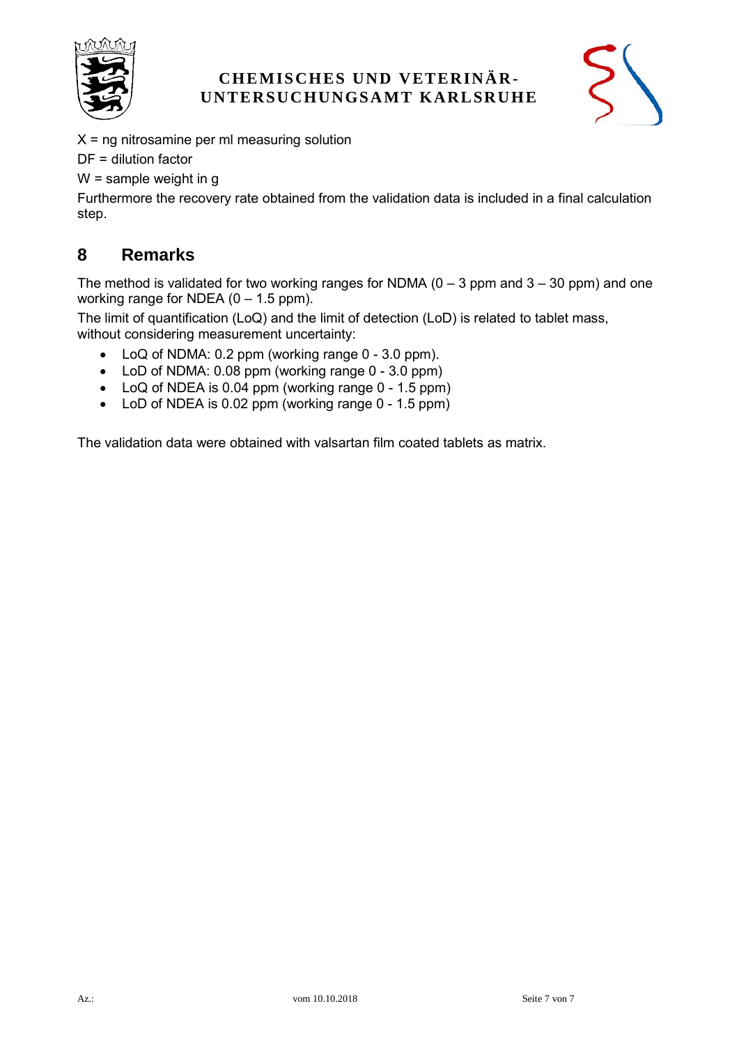X = ng nitrosamine per ml measuring solution

DF = dilution factor

W = sample weight in g

Furthermore the recovery rate obtained from the validation data is included in a final calculation step.

## 8 Remarks

The method is validated for two working ranges for NDMA (0 – 3 ppm and 3 – 30 ppm) and one working range for NDEA (0 – 1.5 ppm).

The limit of quantification (LoQ) and the limit of detection (LoD) is related to tablet mass, without considering measurement uncertainty:

- LoQ of NDMA: 0.2 ppm (working range 0 - 3.0 ppm).
- LoD of NDMA: 0.08 ppm (working range 0 - 3.0 ppm)
- LoQ of NDEA is 0.04 ppm (working range 0 - 1.5 ppm)
- LoD of NDEA is 0.02 ppm (working range 0 - 1.5 ppm)

The validation data were obtained with valsartan film coated tablets as matrix.